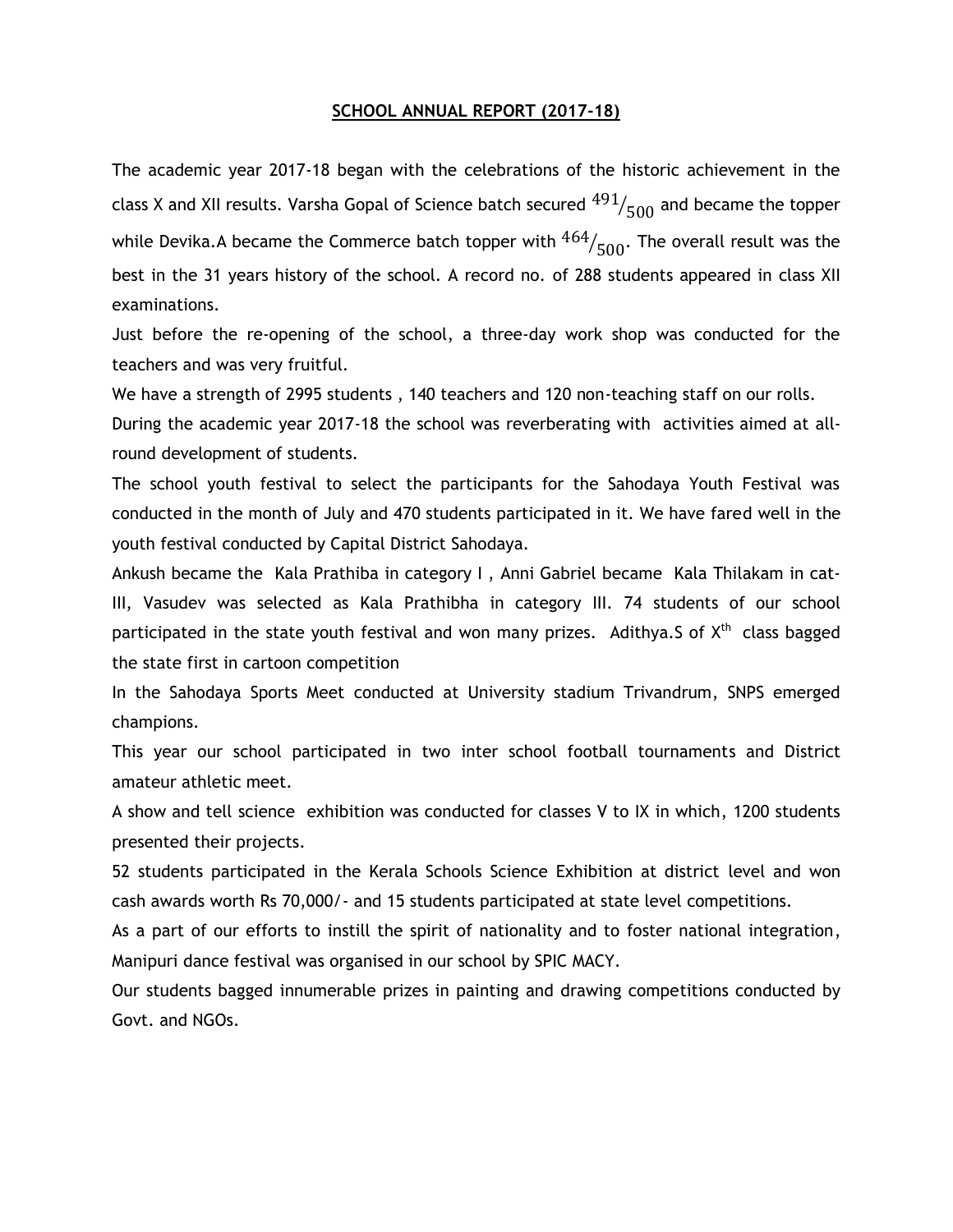# **SCHOOL ANNUAL REPORT (2017-18)**

The academic year 2017-18 began with the celebrations of the historic achievement in the class X and XII results. Varsha Gopal of Science batch secured $^{491}/_{500}$ and became the topper while Devika.A became the Commerce batch topper with $^{464}/_{500}$. The overall result was the best in the 31 years history of the school. A record no. of 288 students appeared in class XII examinations.

Just before the re-opening of the school, a three-day work shop was conducted for the teachers and was very fruitful.

We have a strength of 2995 students , 140 teachers and 120 non-teaching staff on our rolls.

During the academic year 2017-18 the school was reverberating with activities aimed at all-round development of students.

The school youth festival to select the participants for the Sahodaya Youth Festival was conducted in the month of July and 470 students participated in it. We have fared well in the youth festival conducted by Capital District Sahodaya.

Ankush became the Kala Prathiba in category I , Anni Gabriel became Kala Thilakam in cat-III, Vasudev was selected as Kala Prathibha in category III. 74 students of our school participated in the state youth festival and won many prizes. Adithya.S of $X^{th}$ class bagged the state first in cartoon competition

In the Sahodaya Sports Meet conducted at University stadium Trivandrum, SNPS emerged champions.

This year our school participated in two inter school football tournaments and District amateur athletic meet.

A show and tell science exhibition was conducted for classes V to IX in which, 1200 students presented their projects.

52 students participated in the Kerala Schools Science Exhibition at district level and won cash awards worth Rs 70,000/- and 15 students participated at state level competitions.

As a part of our efforts to instill the spirit of nationality and to foster national integration, Manipuri dance festival was organised in our school by SPIC MACY.

Our students bagged innumerable prizes in painting and drawing competitions conducted by Govt. and NGOs.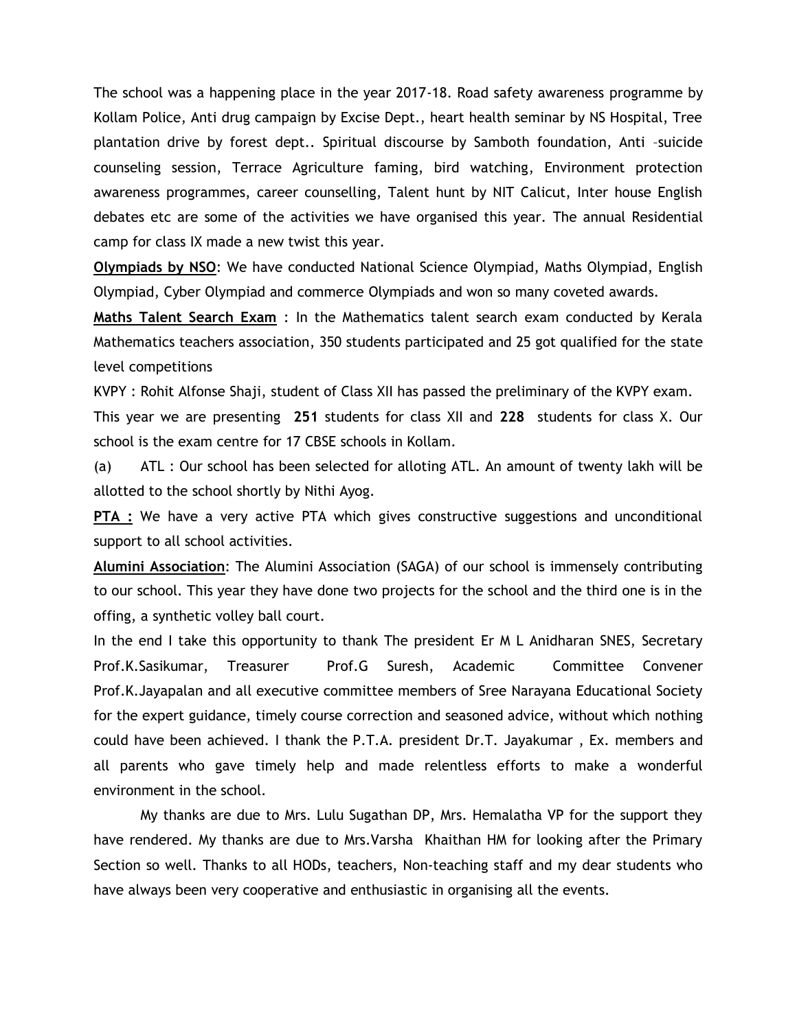The school was a happening place in the year 2017-18. Road safety awareness programme by Kollam Police, Anti drug campaign by Excise Dept., heart health seminar by NS Hospital, Tree plantation drive by forest dept.. Spiritual discourse by Samboth foundation, Anti –suicide counseling session, Terrace Agriculture faming, bird watching, Environment protection awareness programmes, career counselling, Talent hunt by NIT Calicut, Inter house English debates etc are some of the activities we have organised this year. The annual Residential camp for class IX made a new twist this year.

**Olympiads by NSO**: We have conducted National Science Olympiad, Maths Olympiad, English Olympiad, Cyber Olympiad and commerce Olympiads and won so many coveted awards.

**Maths Talent Search Exam** : In the Mathematics talent search exam conducted by Kerala Mathematics teachers association, 350 students participated and 25 got qualified for the state level competitions

KVPY : Rohit Alfonse Shaji, student of Class XII has passed the preliminary of the KVPY exam.

This year we are presenting **251** students for class XII and **228** students for class X. Our school is the exam centre for 17 CBSE schools in Kollam.

(a) ATL : Our school has been selected for alloting ATL. An amount of twenty lakh will be allotted to the school shortly by Nithi Ayog.

**PTA :** We have a very active PTA which gives constructive suggestions and unconditional support to all school activities.

**Alumini Association**: The Alumini Association (SAGA) of our school is immensely contributing to our school. This year they have done two projects for the school and the third one is in the offing, a synthetic volley ball court.

In the end I take this opportunity to thank The president Er M L Anidharan SNES, Secretary Prof.K.Sasikumar, Treasurer Prof.G Suresh, Academic Committee Convener Prof.K.Jayapalan and all executive committee members of Sree Narayana Educational Society for the expert guidance, timely course correction and seasoned advice, without which nothing could have been achieved. I thank the P.T.A. president Dr.T. Jayakumar , Ex. members and all parents who gave timely help and made relentless efforts to make a wonderful environment in the school.

My thanks are due to Mrs. Lulu Sugathan DP, Mrs. Hemalatha VP for the support they have rendered. My thanks are due to Mrs.Varsha Khaithan HM for looking after the Primary Section so well. Thanks to all HODs, teachers, Non-teaching staff and my dear students who have always been very cooperative and enthusiastic in organising all the events.